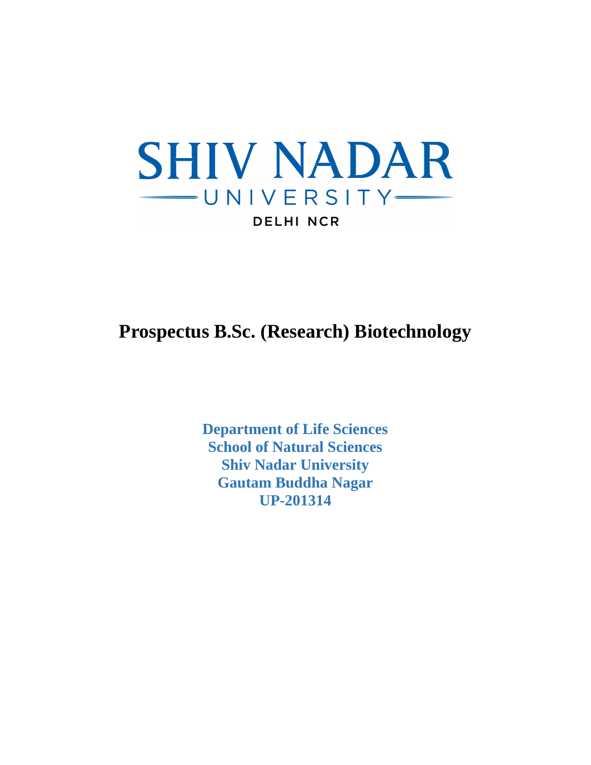SHIV NADAR UNIVERSITY

DELHI NCR

# Prospectus B.Sc. (Research) Biotechnology

**Department of Life Sciences**
**School of Natural Sciences**
**Shiv Nadar University**
**Gautam Buddha Nagar**
**UP-201314**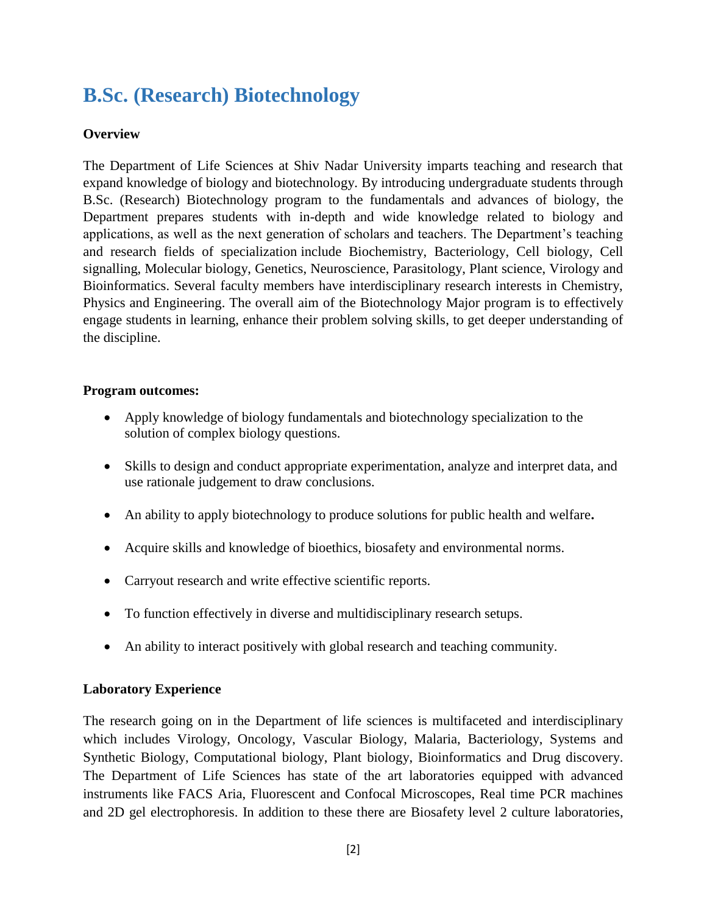# B.Sc. (Research) Biotechnology

**Overview**

The Department of Life Sciences at Shiv Nadar University imparts teaching and research that expand knowledge of biology and biotechnology. By introducing undergraduate students through B.Sc. (Research) Biotechnology program to the fundamentals and advances of biology, the Department prepares students with in-depth and wide knowledge related to biology and applications, as well as the next generation of scholars and teachers. The Department's teaching and research fields of specialization include Biochemistry, Bacteriology, Cell biology, Cell signalling, Molecular biology, Genetics, Neuroscience, Parasitology, Plant science, Virology and Bioinformatics. Several faculty members have interdisciplinary research interests in Chemistry, Physics and Engineering. The overall aim of the Biotechnology Major program is to effectively engage students in learning, enhance their problem solving skills, to get deeper understanding of the discipline.

**Program outcomes:**

- Apply knowledge of biology fundamentals and biotechnology specialization to the solution of complex biology questions.
- Skills to design and conduct appropriate experimentation, analyze and interpret data, and use rationale judgement to draw conclusions.
- An ability to apply biotechnology to produce solutions for public health and welfare**.**
- Acquire skills and knowledge of bioethics, biosafety and environmental norms.
- Carryout research and write effective scientific reports.
- To function effectively in diverse and multidisciplinary research setups.
- An ability to interact positively with global research and teaching community.

**Laboratory Experience**

The research going on in the Department of life sciences is multifaceted and interdisciplinary which includes Virology, Oncology, Vascular Biology, Malaria, Bacteriology, Systems and Synthetic Biology, Computational biology, Plant biology, Bioinformatics and Drug discovery. The Department of Life Sciences has state of the art laboratories equipped with advanced instruments like FACS Aria, Fluorescent and Confocal Microscopes, Real time PCR machines and 2D gel electrophoresis. In addition to these there are Biosafety level 2 culture laboratories,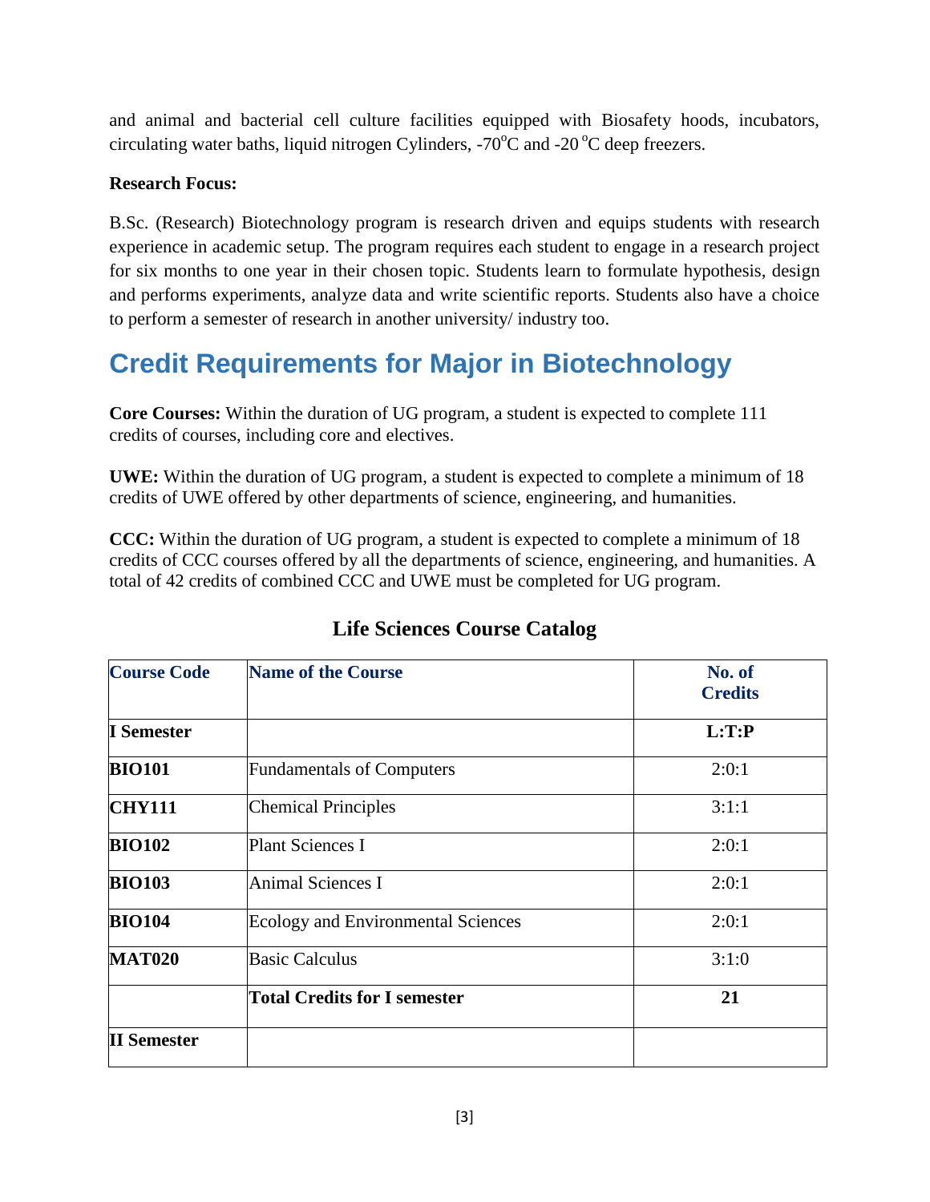and animal and bacterial cell culture facilities equipped with Biosafety hoods, incubators, circulating water baths, liquid nitrogen Cylinders, -70$^{o}$C and -20 $^{o}$C deep freezers.

**Research Focus:**

B.Sc. (Research) Biotechnology program is research driven and equips students with research experience in academic setup. The program requires each student to engage in a research project for six months to one year in their chosen topic. Students learn to formulate hypothesis, design and performs experiments, analyze data and write scientific reports. Students also have a choice to perform a semester of research in another university/ industry too.

## Credit Requirements for Major in Biotechnology

**Core Courses:** Within the duration of UG program, a student is expected to complete 111 credits of courses, including core and electives.

**UWE:** Within the duration of UG program, a student is expected to complete a minimum of 18 credits of UWE offered by other departments of science, engineering, and humanities.

**CCC:** Within the duration of UG program, a student is expected to complete a minimum of 18 credits of CCC courses offered by all the departments of science, engineering, and humanities. A total of 42 credits of combined CCC and UWE must be completed for UG program.

### Life Sciences Course Catalog

| Course Code | Name of the Course | No. of Credits |
|---|---|---|
| **I Semester** | | **L:T:P** |
| **BIO101** | Fundamentals of Computers | 2:0:1 |
| **CHY111** | Chemical Principles | 3:1:1 |
| **BIO102** | Plant Sciences I | 2:0:1 |
| **BIO103** | Animal Sciences I | 2:0:1 |
| **BIO104** | Ecology and Environmental Sciences | 2:0:1 |
| **MAT020** | Basic Calculus | 3:1:0 |
| | **Total Credits for I semester** | **21** |
| **II Semester** | | |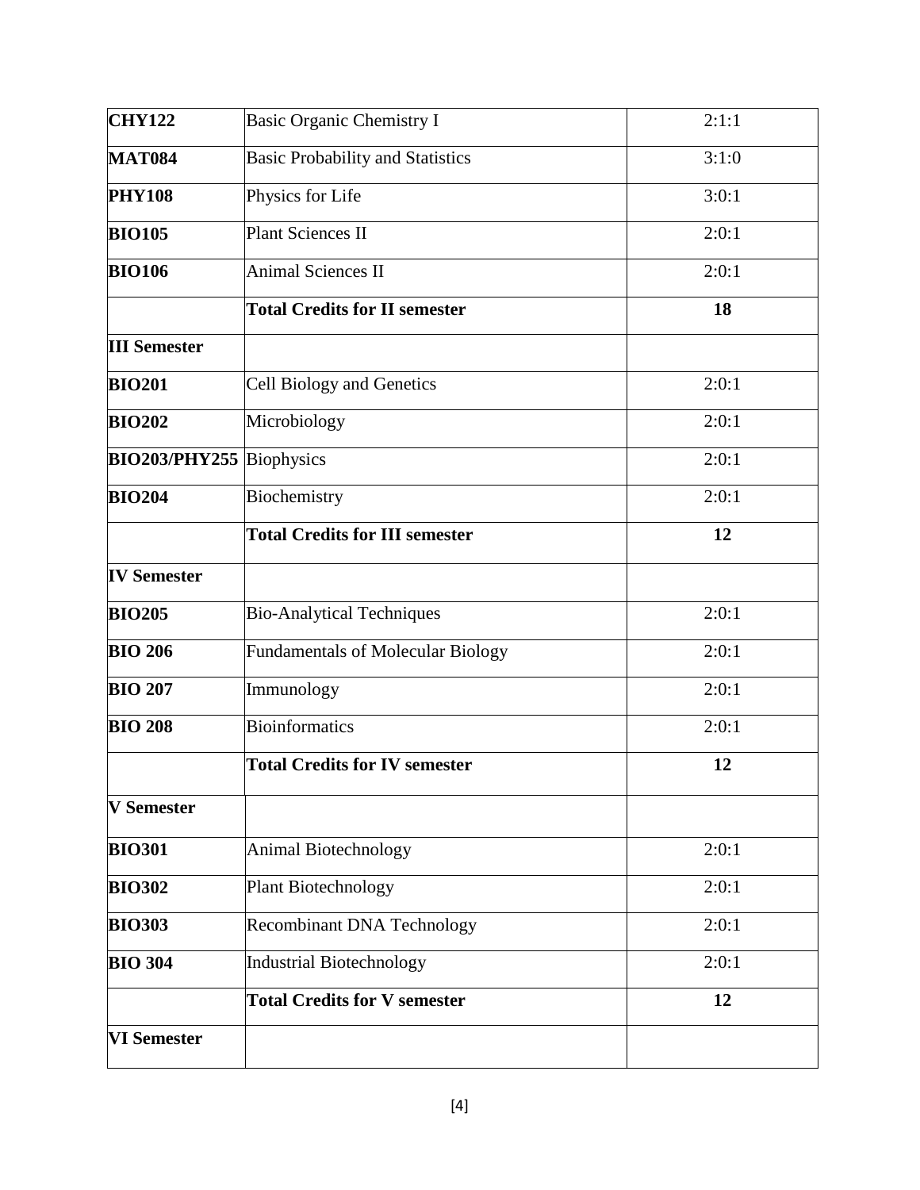| | | |
|---|---|---|
| **CHY122** | Basic Organic Chemistry I | 2:1:1 |
| **MAT084** | Basic Probability and Statistics | 3:1:0 |
| **PHY108** | Physics for Life | 3:0:1 |
| **BIO105** | Plant Sciences II | 2:0:1 |
| **BIO106** | Animal Sciences II | 2:0:1 |
| | **Total Credits for II semester** | **18** |
| **III Semester** | | |
| **BIO201** | Cell Biology and Genetics | 2:0:1 |
| **BIO202** | Microbiology | 2:0:1 |
| **BIO203/PHY255** | Biophysics | 2:0:1 |
| **BIO204** | Biochemistry | 2:0:1 |
| | **Total Credits for III semester** | **12** |
| **IV Semester** | | |
| **BIO205** | Bio-Analytical Techniques | 2:0:1 |
| **BIO 206** | Fundamentals of Molecular Biology | 2:0:1 |
| **BIO 207** | Immunology | 2:0:1 |
| **BIO 208** | Bioinformatics | 2:0:1 |
| | **Total Credits for IV semester** | **12** |
| **V Semester** | | |
| **BIO301** | Animal Biotechnology | 2:0:1 |
| **BIO302** | Plant Biotechnology | 2:0:1 |
| **BIO303** | Recombinant DNA Technology | 2:0:1 |
| **BIO 304** | Industrial Biotechnology | 2:0:1 |
| | **Total Credits for V semester** | **12** |
| **VI Semester** | | |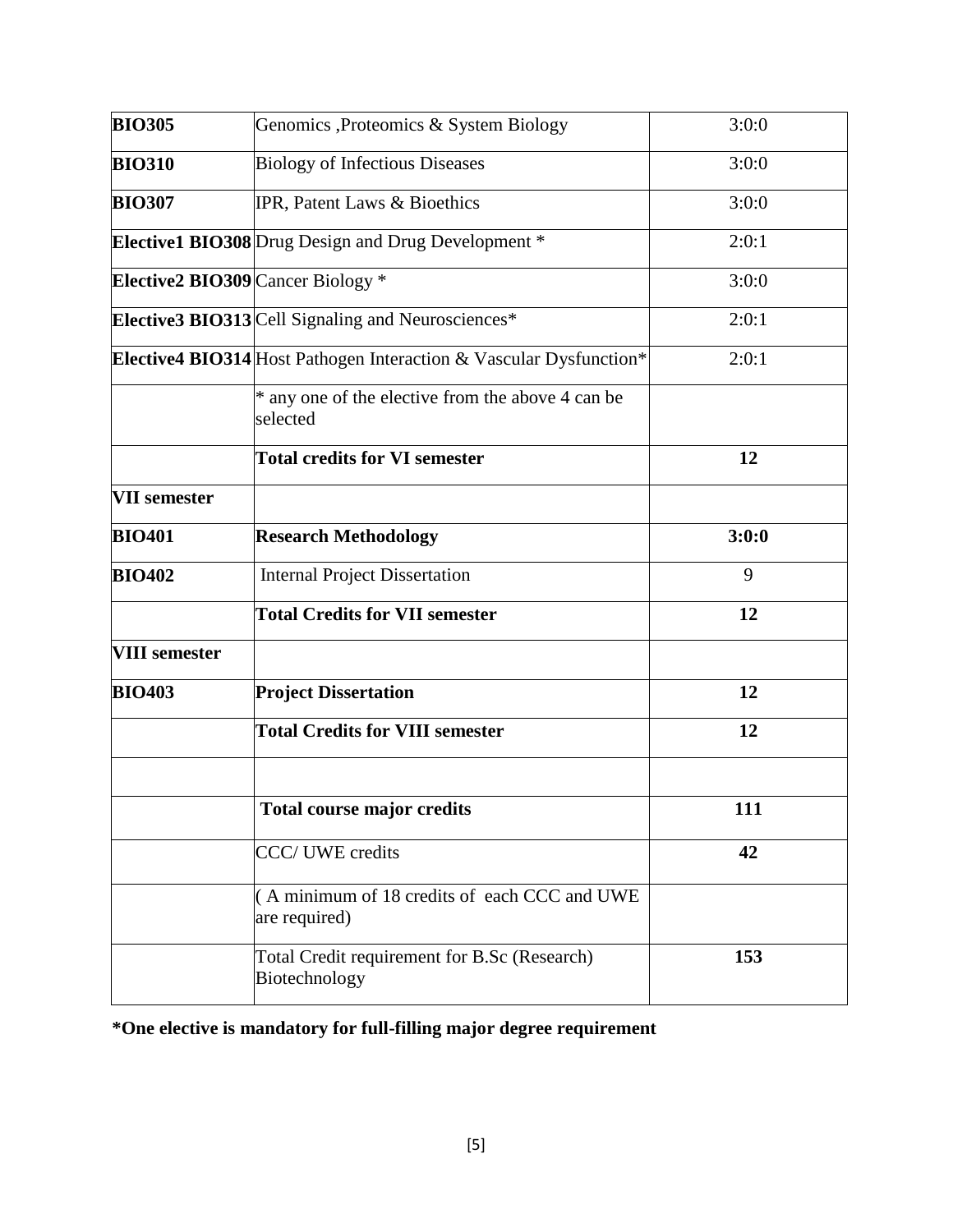| | | |
|---|---|---|
| **BIO305** | Genomics ,Proteomics & System Biology | 3:0:0 |
| **BIO310** | Biology of Infectious Diseases | 3:0:0 |
| **BIO307** | IPR, Patent Laws & Bioethics | 3:0:0 |
| **Elective1 BIO308** | Drug Design and Drug Development * | 2:0:1 |
| **Elective2 BIO309** | Cancer Biology * | 3:0:0 |
| **Elective3 BIO313** | Cell Signaling and Neurosciences* | 2:0:1 |
| **Elective4 BIO314** | Host Pathogen Interaction & Vascular Dysfunction* | 2:0:1 |
| | * any one of the elective from the above 4 can be selected | |
| | **Total credits for VI semester** | **12** |
| **VII semester** | | |
| **BIO401** | **Research Methodology** | **3:0:0** |
| **BIO402** | Internal Project Dissertation | 9 |
| | **Total Credits for VII semester** | **12** |
| **VIII semester** | | |
| **BIO403** | **Project Dissertation** | **12** |
| | **Total Credits for VIII semester** | **12** |
| | | |
| | **Total course major credits** | **111** |
| | CCC/ UWE credits | **42** |
| | ( A minimum of 18 credits of each CCC and UWE are required) | |
| | Total Credit requirement for B.Sc (Research) Biotechnology | **153** |

**\*One elective is mandatory for full-filling major degree requirement**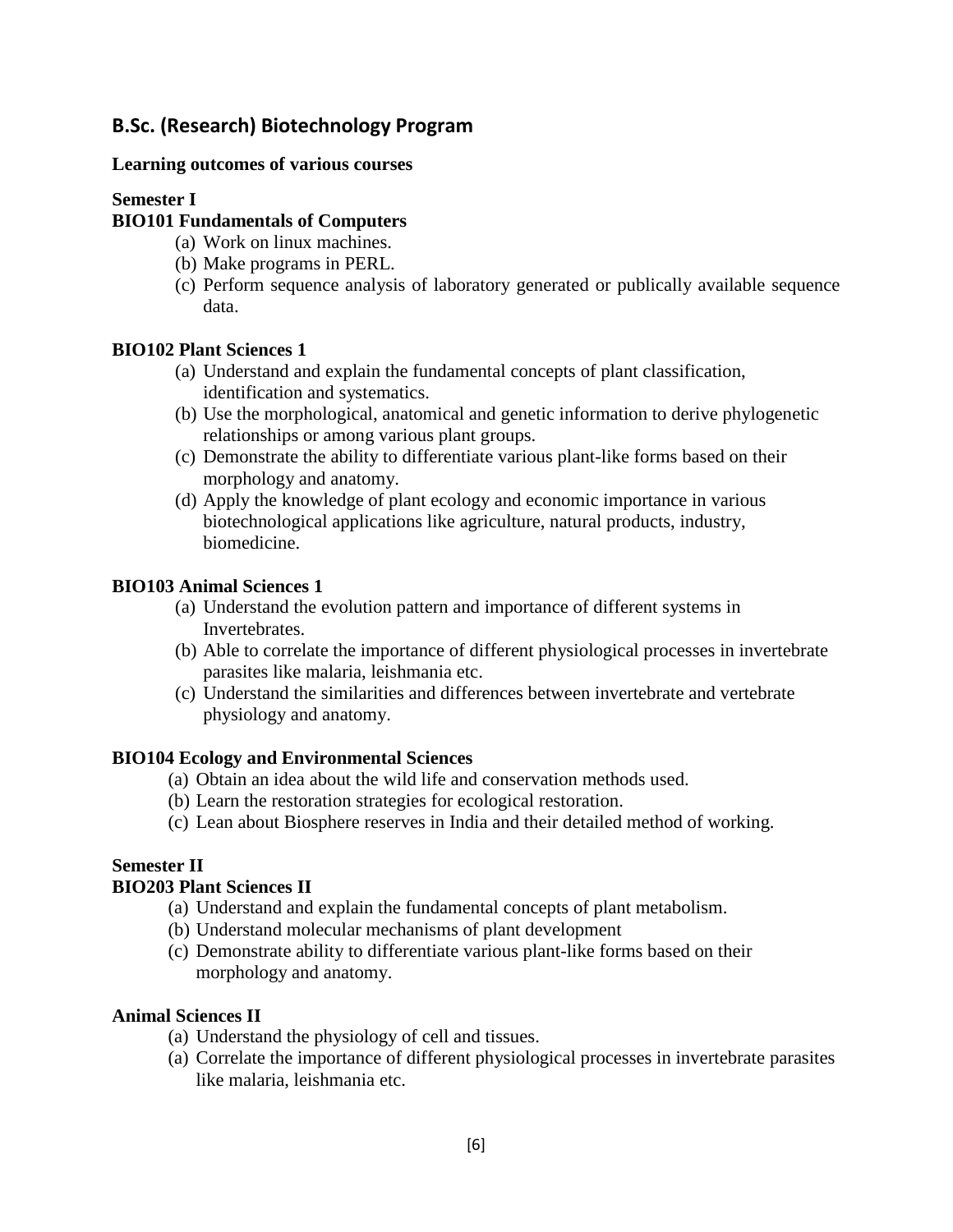## B.Sc. (Research) Biotechnology Program

**Learning outcomes of various courses**

**Semester I**

**BIO101 Fundamentals of Computers**

(a) Work on linux machines.
(b) Make programs in PERL.
(c) Perform sequence analysis of laboratory generated or publically available sequence data.

**BIO102 Plant Sciences 1**

(a) Understand and explain the fundamental concepts of plant classification, identification and systematics.
(b) Use the morphological, anatomical and genetic information to derive phylogenetic relationships or among various plant groups.
(c) Demonstrate the ability to differentiate various plant-like forms based on their morphology and anatomy.
(d) Apply the knowledge of plant ecology and economic importance in various biotechnological applications like agriculture, natural products, industry, biomedicine.

**BIO103 Animal Sciences 1**

(a) Understand the evolution pattern and importance of different systems in Invertebrates.
(b) Able to correlate the importance of different physiological processes in invertebrate parasites like malaria, leishmania etc.
(c) Understand the similarities and differences between invertebrate and vertebrate physiology and anatomy.

**BIO104 Ecology and Environmental Sciences**

(a) Obtain an idea about the wild life and conservation methods used.
(b) Learn the restoration strategies for ecological restoration.
(c) Lean about Biosphere reserves in India and their detailed method of working.

**Semester II**

**BIO203 Plant Sciences II**

(a) Understand and explain the fundamental concepts of plant metabolism.
(b) Understand molecular mechanisms of plant development
(c) Demonstrate ability to differentiate various plant-like forms based on their morphology and anatomy.

**Animal Sciences II**

(a) Understand the physiology of cell and tissues.
(a) Correlate the importance of different physiological processes in invertebrate parasites like malaria, leishmania etc.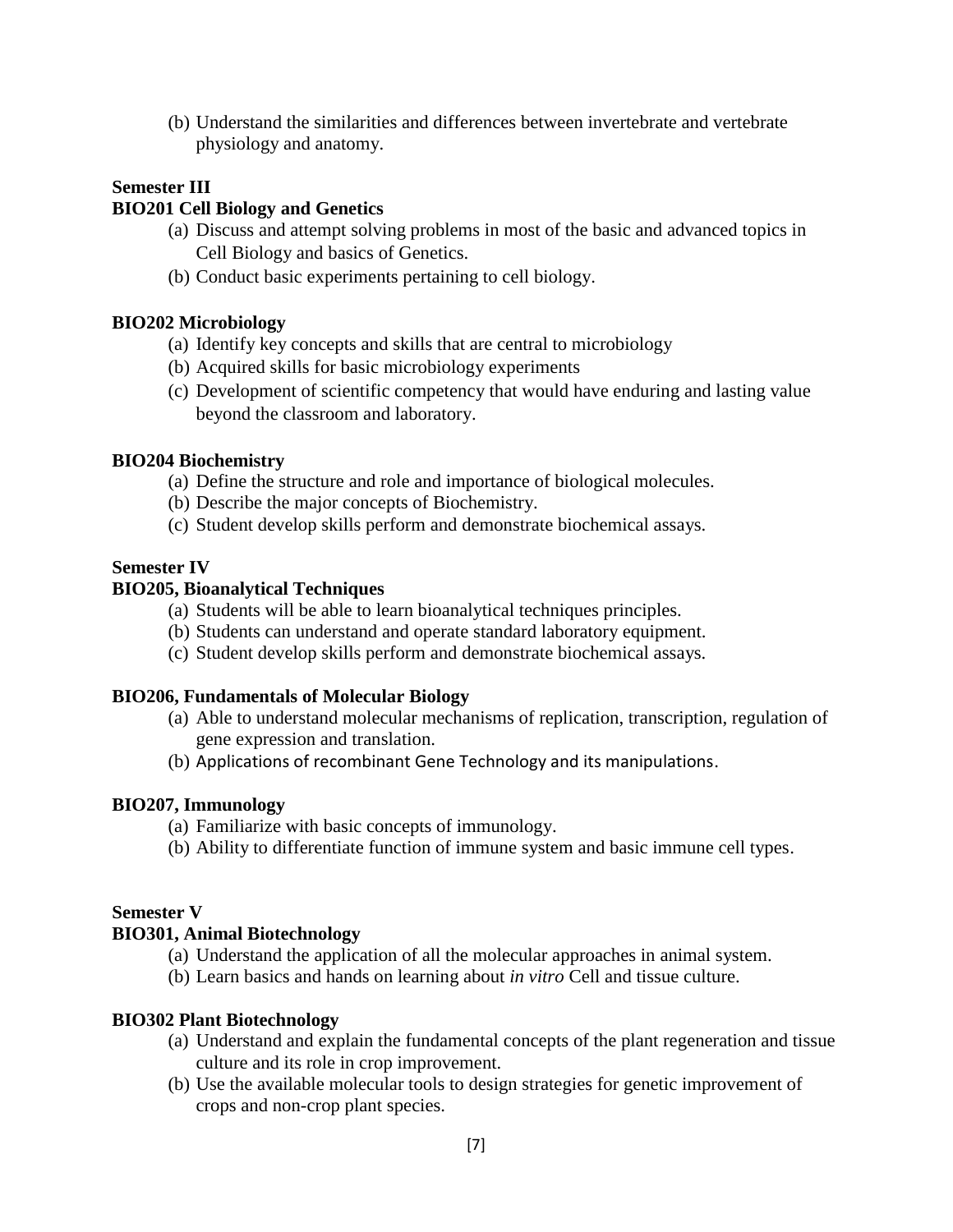(b) Understand the similarities and differences between invertebrate and vertebrate physiology and anatomy.

**Semester III**

**BIO201 Cell Biology and Genetics**

(a) Discuss and attempt solving problems in most of the basic and advanced topics in Cell Biology and basics of Genetics.

(b) Conduct basic experiments pertaining to cell biology.

**BIO202 Microbiology**

(a) Identify key concepts and skills that are central to microbiology

(b) Acquired skills for basic microbiology experiments

(c) Development of scientific competency that would have enduring and lasting value beyond the classroom and laboratory.

**BIO204 Biochemistry**

(a) Define the structure and role and importance of biological molecules.

(b) Describe the major concepts of Biochemistry.

(c) Student develop skills perform and demonstrate biochemical assays.

**Semester IV**

**BIO205, Bioanalytical Techniques**

(a) Students will be able to learn bioanalytical techniques principles.

(b) Students can understand and operate standard laboratory equipment.

(c) Student develop skills perform and demonstrate biochemical assays.

**BIO206, Fundamentals of Molecular Biology**

(a) Able to understand molecular mechanisms of replication, transcription, regulation of gene expression and translation.

(b) Applications of recombinant Gene Technology and its manipulations.

**BIO207, Immunology**

(a) Familiarize with basic concepts of immunology.

(b) Ability to differentiate function of immune system and basic immune cell types.

**Semester V**

**BIO301, Animal Biotechnology**

(a) Understand the application of all the molecular approaches in animal system.

(b) Learn basics and hands on learning about *in vitro* Cell and tissue culture.

**BIO302 Plant Biotechnology**

(a) Understand and explain the fundamental concepts of the plant regeneration and tissue culture and its role in crop improvement.

(b) Use the available molecular tools to design strategies for genetic improvement of crops and non-crop plant species.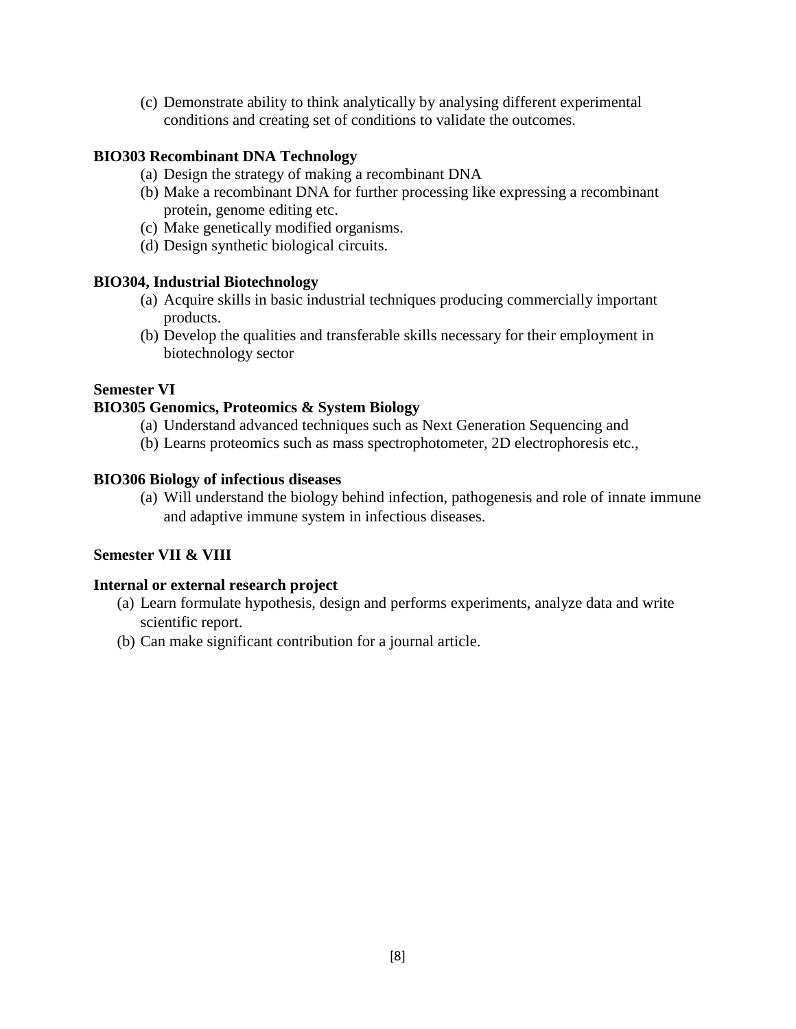(c) Demonstrate ability to think analytically by analysing different experimental conditions and creating set of conditions to validate the outcomes.

**BIO303 Recombinant DNA Technology**

(a) Design the strategy of making a recombinant DNA
(b) Make a recombinant DNA for further processing like expressing a recombinant protein, genome editing etc.
(c) Make genetically modified organisms.
(d) Design synthetic biological circuits.

**BIO304, Industrial Biotechnology**

(a) Acquire skills in basic industrial techniques producing commercially important products.
(b) Develop the qualities and transferable skills necessary for their employment in biotechnology sector

**Semester VI**

**BIO305 Genomics, Proteomics & System Biology**

(a) Understand advanced techniques such as Next Generation Sequencing and
(b) Learns proteomics such as mass spectrophotometer, 2D electrophoresis etc.,

**BIO306 Biology of infectious diseases**

(a) Will understand the biology behind infection, pathogenesis and role of innate immune and adaptive immune system in infectious diseases.

**Semester VII & VIII**

**Internal or external research project**

(a) Learn formulate hypothesis, design and performs experiments, analyze data and write scientific report.
(b) Can make significant contribution for a journal article.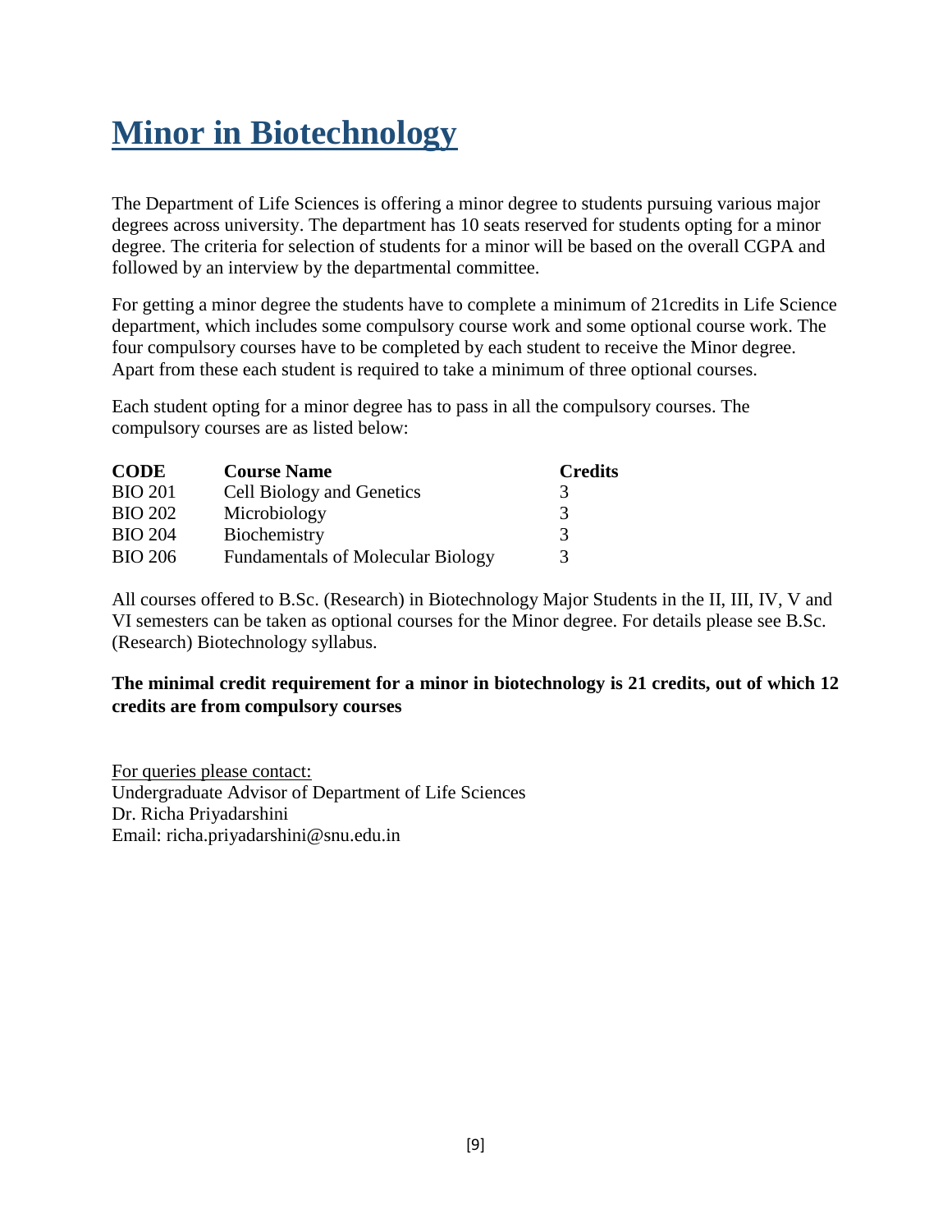# Minor in Biotechnology

The Department of Life Sciences is offering a minor degree to students pursuing various major degrees across university. The department has 10 seats reserved for students opting for a minor degree. The criteria for selection of students for a minor will be based on the overall CGPA and followed by an interview by the departmental committee.

For getting a minor degree the students have to complete a minimum of 21credits in Life Science department, which includes some compulsory course work and some optional course work. The four compulsory courses have to be completed by each student to receive the Minor degree. Apart from these each student is required to take a minimum of three optional courses.

Each student opting for a minor degree has to pass in all the compulsory courses. The compulsory courses are as listed below:

| CODE | Course Name | Credits |
|---|---|---|
| BIO 201 | Cell Biology and Genetics | 3 |
| BIO 202 | Microbiology | 3 |
| BIO 204 | Biochemistry | 3 |
| BIO 206 | Fundamentals of Molecular Biology | 3 |

All courses offered to B.Sc. (Research) in Biotechnology Major Students in the II, III, IV, V and VI semesters can be taken as optional courses for the Minor degree. For details please see B.Sc. (Research) Biotechnology syllabus.

**The minimal credit requirement for a minor in biotechnology is 21 credits, out of which 12 credits are from compulsory courses**

For queries please contact:
Undergraduate Advisor of Department of Life Sciences
Dr. Richa Priyadarshini
Email: richa.priyadarshini@snu.edu.in